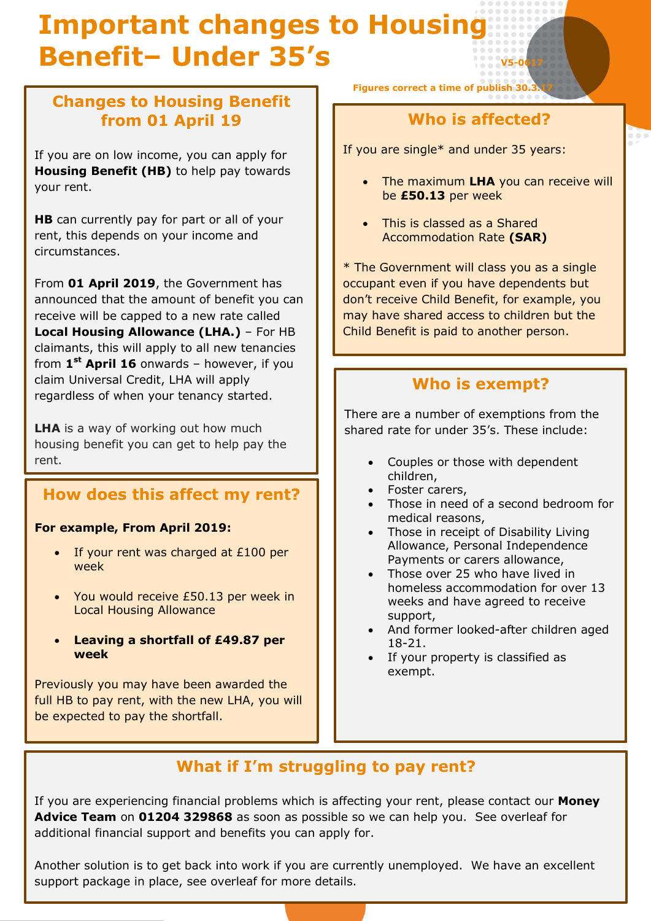# Important changes to Housing Benefit– Under 35's

V5-0617

Figures correct a time of publish 30.3.17

## Changes to Housing Benefit from 01 April 19

If you are on low income, you can apply for **Housing Benefit (HB)** to help pay towards your rent.

**HB** can currently pay for part or all of your rent, this depends on your income and circumstances.

From **01 April 2019**, the Government has announced that the amount of benefit you can receive will be capped to a new rate called **Local Housing Allowance (LHA.)** – For HB claimants, this will apply to all new tenancies from **1st April 16** onwards – however, if you claim Universal Credit, LHA will apply regardless of when your tenancy started.

**LHA** is a way of working out how much housing benefit you can get to help pay the rent.

## How does this affect my rent?

**For example, From April 2019:**

- If your rent was charged at £100 per week
- You would receive £50.13 per week in Local Housing Allowance
- **Leaving a shortfall of £49.87 per week**

Previously you may have been awarded the full HB to pay rent, with the new LHA, you will be expected to pay the shortfall.

## Who is affected?

If you are single* and under 35 years:

- The maximum **LHA** you can receive will be **£50.13** per week
- This is classed as a Shared Accommodation Rate **(SAR)**

* The Government will class you as a single occupant even if you have dependents but don't receive Child Benefit, for example, you may have shared access to children but the Child Benefit is paid to another person.

## Who is exempt?

There are a number of exemptions from the shared rate for under 35's. These include:

- Couples or those with dependent children,
- Foster carers,
- Those in need of a second bedroom for medical reasons,
- Those in receipt of Disability Living Allowance, Personal Independence Payments or carers allowance,
- Those over 25 who have lived in homeless accommodation for over 13 weeks and have agreed to receive support,
- And former looked-after children aged 18-21.
- If your property is classified as exempt.

## What if I'm struggling to pay rent?

If you are experiencing financial problems which is affecting your rent, please contact our **Money Advice Team** on **01204 329868** as soon as possible so we can help you. See overleaf for additional financial support and benefits you can apply for.

Another solution is to get back into work if you are currently unemployed. We have an excellent support package in place, see overleaf for more details.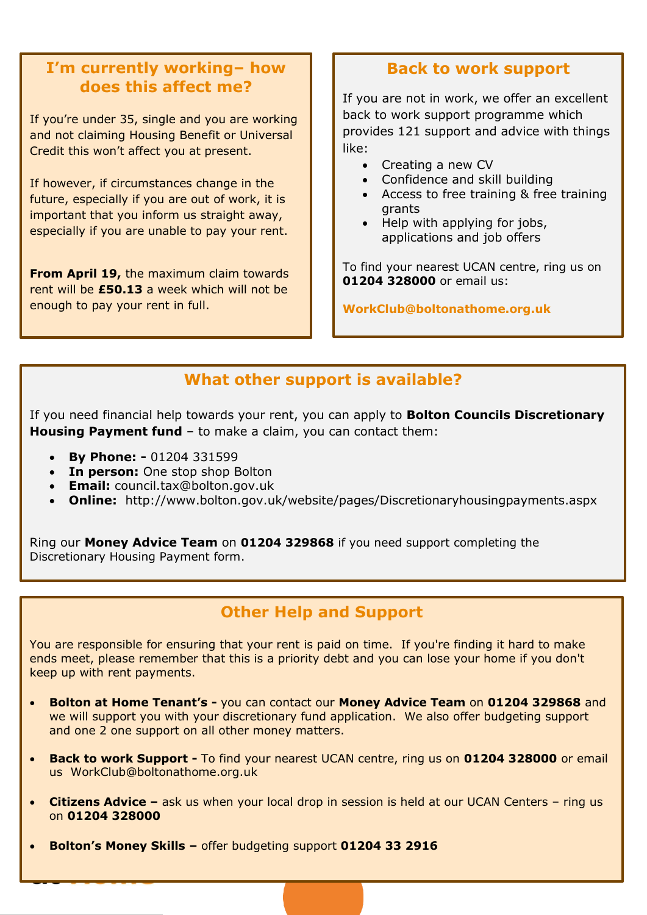## I'm currently working– how does this affect me?

If you're under 35, single and you are working and not claiming Housing Benefit or Universal Credit this won't affect you at present.

If however, if circumstances change in the future, especially if you are out of work, it is important that you inform us straight away, especially if you are unable to pay your rent.

**From April 19,** the maximum claim towards rent will be **£50.13** a week which will not be enough to pay your rent in full.

## Back to work support

If you are not in work, we offer an excellent back to work support programme which provides 121 support and advice with things like:

- Creating a new CV
- Confidence and skill building
- Access to free training & free training grants
- Help with applying for jobs, applications and job offers

To find your nearest UCAN centre, ring us on **01204 328000** or email us:

**WorkClub@boltonathome.org.uk**

## What other support is available?

If you need financial help towards your rent, you can apply to **Bolton Councils Discretionary Housing Payment fund** – to make a claim, you can contact them:

- **By Phone: -** 01204 331599
- **In person:** One stop shop Bolton
- **Email:** council.tax@bolton.gov.uk
- **Online:** http://www.bolton.gov.uk/website/pages/Discretionaryhousingpayments.aspx

Ring our **Money Advice Team** on **01204 329868** if you need support completing the Discretionary Housing Payment form.

## Other Help and Support

You are responsible for ensuring that your rent is paid on time. If you're finding it hard to make ends meet, please remember that this is a priority debt and you can lose your home if you don't keep up with rent payments.

- **Bolton at Home Tenant's -** you can contact our **Money Advice Team** on **01204 329868** and we will support you with your discretionary fund application. We also offer budgeting support and one 2 one support on all other money matters.

- **Back to work Support -** To find your nearest UCAN centre, ring us on **01204 328000** or email us WorkClub@boltonathome.org.uk

- **Citizens Advice –** ask us when your local drop in session is held at our UCAN Centers – ring us on **01204 328000**

- **Bolton's Money Skills –** offer budgeting support **01204 33 2916**